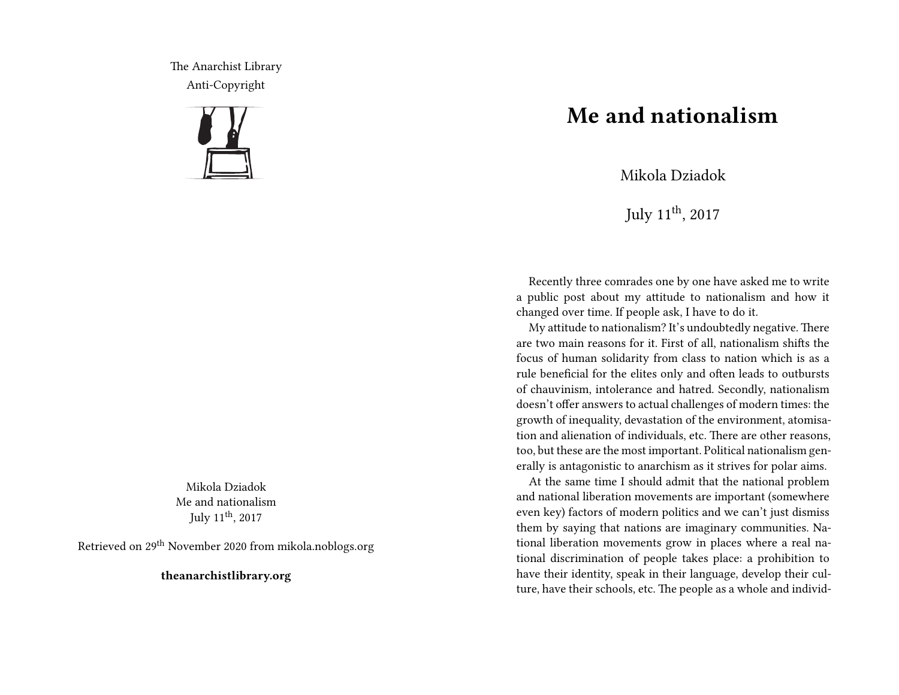The Anarchist Library
Anti-Copyright

Mikola Dziadok
Me and nationalism
July 11th, 2017

Retrieved on 29th November 2020 from mikola.noblogs.org

**theanarchistlibrary.org**

# Me and nationalism

Mikola Dziadok

July 11th, 2017

Recently three comrades one by one have asked me to write a public post about my attitude to nationalism and how it changed over time. If people ask, I have to do it.

My attitude to nationalism? It's undoubtedly negative. There are two main reasons for it. First of all, nationalism shifts the focus of human solidarity from class to nation which is as a rule beneficial for the elites only and often leads to outbursts of chauvinism, intolerance and hatred. Secondly, nationalism doesn't offer answers to actual challenges of modern times: the growth of inequality, devastation of the environment, atomisation and alienation of individuals, etc. There are other reasons, too, but these are the most important. Political nationalism generally is antagonistic to anarchism as it strives for polar aims.

At the same time I should admit that the national problem and national liberation movements are important (somewhere even key) factors of modern politics and we can't just dismiss them by saying that nations are imaginary communities. National liberation movements grow in places where a real national discrimination of people takes place: a prohibition to have their identity, speak in their language, develop their culture, have their schools, etc. The people as a whole and individ-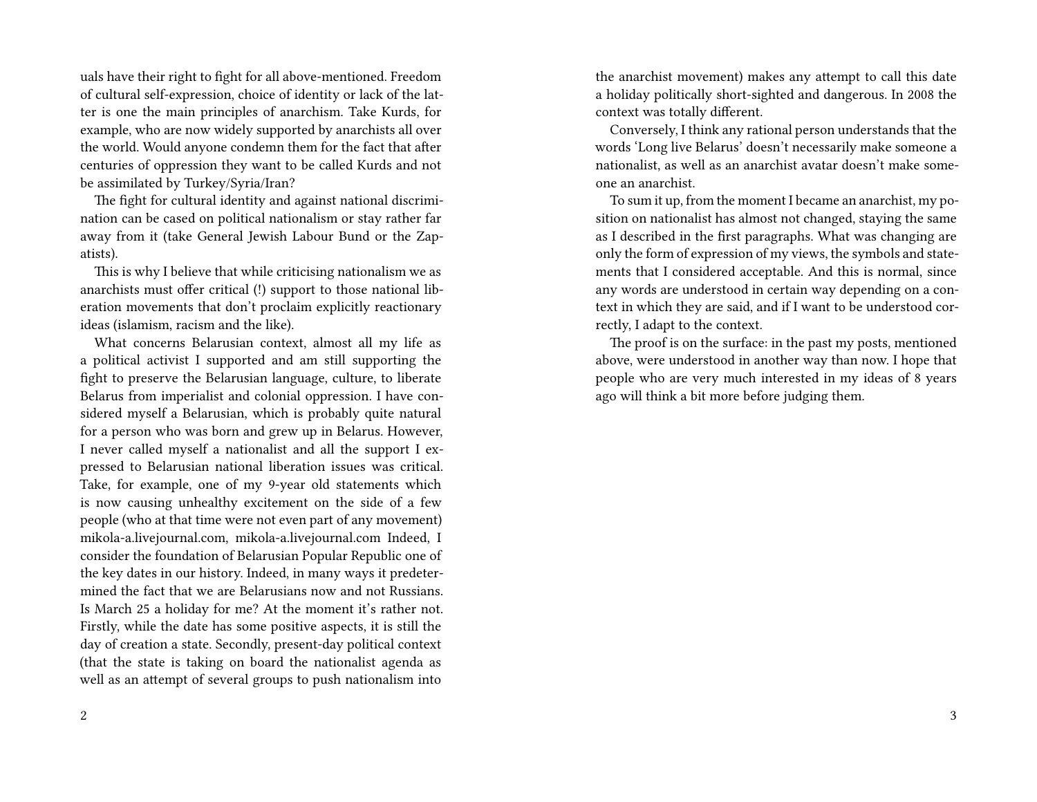uals have their right to fight for all above-mentioned. Freedom of cultural self-expression, choice of identity or lack of the latter is one the main principles of anarchism. Take Kurds, for example, who are now widely supported by anarchists all over the world. Would anyone condemn them for the fact that after centuries of oppression they want to be called Kurds and not be assimilated by Turkey/Syria/Iran?

The fight for cultural identity and against national discrimination can be cased on political nationalism or stay rather far away from it (take General Jewish Labour Bund or the Zapatists).

This is why I believe that while criticising nationalism we as anarchists must offer critical (!) support to those national liberation movements that don't proclaim explicitly reactionary ideas (islamism, racism and the like).

What concerns Belarusian context, almost all my life as a political activist I supported and am still supporting the fight to preserve the Belarusian language, culture, to liberate Belarus from imperialist and colonial oppression. I have considered myself a Belarusian, which is probably quite natural for a person who was born and grew up in Belarus. However, I never called myself a nationalist and all the support I expressed to Belarusian national liberation issues was critical. Take, for example, one of my 9-year old statements which is now causing unhealthy excitement on the side of a few people (who at that time were not even part of any movement) mikola-a.livejournal.com, mikola-a.livejournal.com Indeed, I consider the foundation of Belarusian Popular Republic one of the key dates in our history. Indeed, in many ways it predetermined the fact that we are Belarusians now and not Russians. Is March 25 a holiday for me? At the moment it's rather not. Firstly, while the date has some positive aspects, it is still the day of creation a state. Secondly, present-day political context (that the state is taking on board the nationalist agenda as well as an attempt of several groups to push nationalism into the anarchist movement) makes any attempt to call this date a holiday politically short-sighted and dangerous. In 2008 the context was totally different.

Conversely, I think any rational person understands that the words 'Long live Belarus' doesn't necessarily make someone a nationalist, as well as an anarchist avatar doesn't make someone an anarchist.

To sum it up, from the moment I became an anarchist, my position on nationalist has almost not changed, staying the same as I described in the first paragraphs. What was changing are only the form of expression of my views, the symbols and statements that I considered acceptable. And this is normal, since any words are understood in certain way depending on a context in which they are said, and if I want to be understood correctly, I adapt to the context.

The proof is on the surface: in the past my posts, mentioned above, were understood in another way than now. I hope that people who are very much interested in my ideas of 8 years ago will think a bit more before judging them.